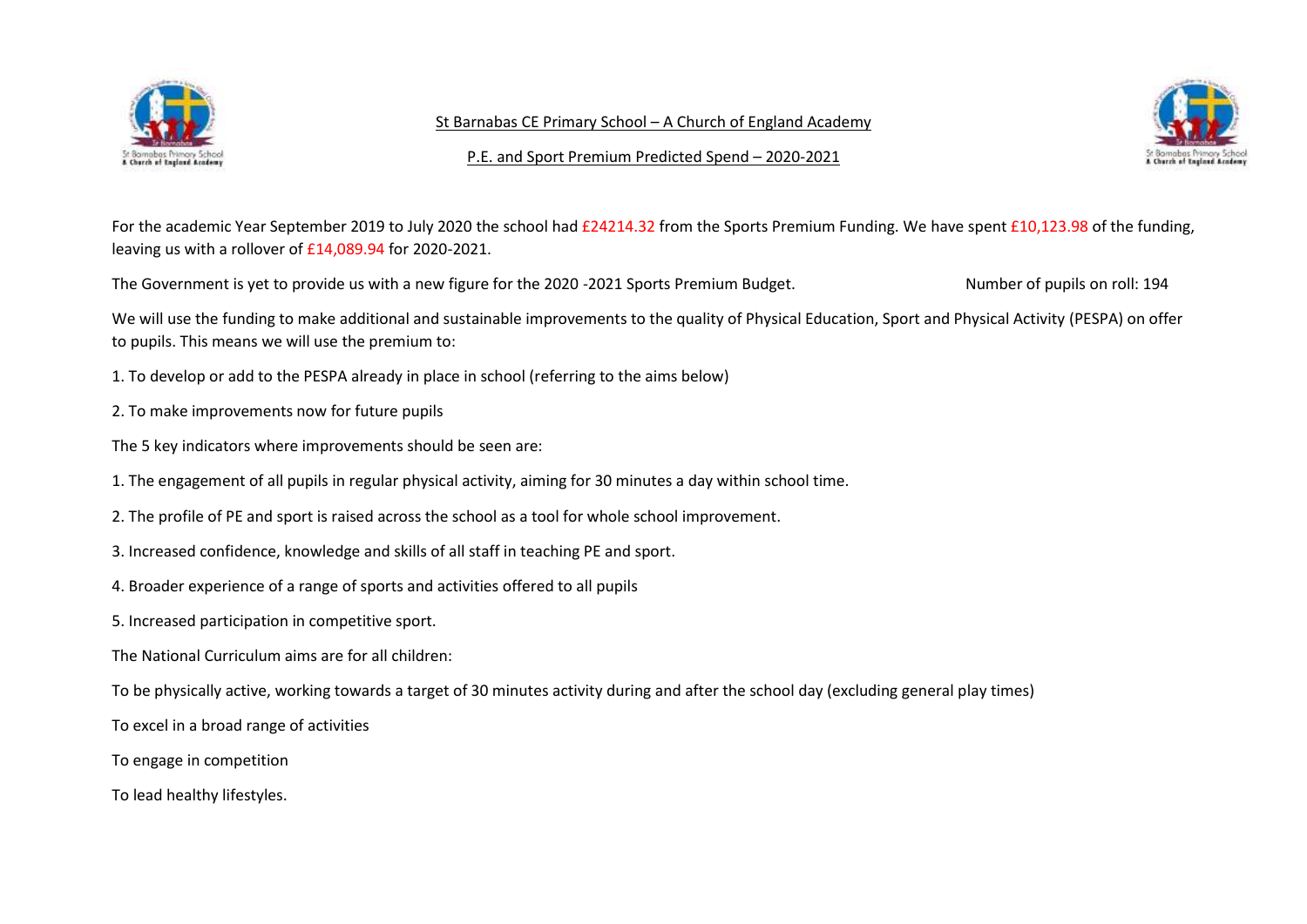St Barnabas CE Primary School – A Church of England Academy

P.E. and Sport Premium Predicted Spend – 2020-2021

For the academic Year September 2019 to July 2020 the school had £24214.32 from the Sports Premium Funding. We have spent £10,123.98 of the funding, leaving us with a rollover of £14,089.94 for 2020-2021.

The Government is yet to provide us with a new figure for the 2020 -2021 Sports Premium Budget. Number of pupils on roll: 194

We will use the funding to make additional and sustainable improvements to the quality of Physical Education, Sport and Physical Activity (PESPA) on offer to pupils. This means we will use the premium to:

1. To develop or add to the PESPA already in place in school (referring to the aims below)
2. To make improvements now for future pupils

The 5 key indicators where improvements should be seen are:

1. The engagement of all pupils in regular physical activity, aiming for 30 minutes a day within school time.
2. The profile of PE and sport is raised across the school as a tool for whole school improvement.
3. Increased confidence, knowledge and skills of all staff in teaching PE and sport.
4. Broader experience of a range of sports and activities offered to all pupils
5. Increased participation in competitive sport.

The National Curriculum aims are for all children:

To be physically active, working towards a target of 30 minutes activity during and after the school day (excluding general play times)

To excel in a broad range of activities

To engage in competition

To lead healthy lifestyles.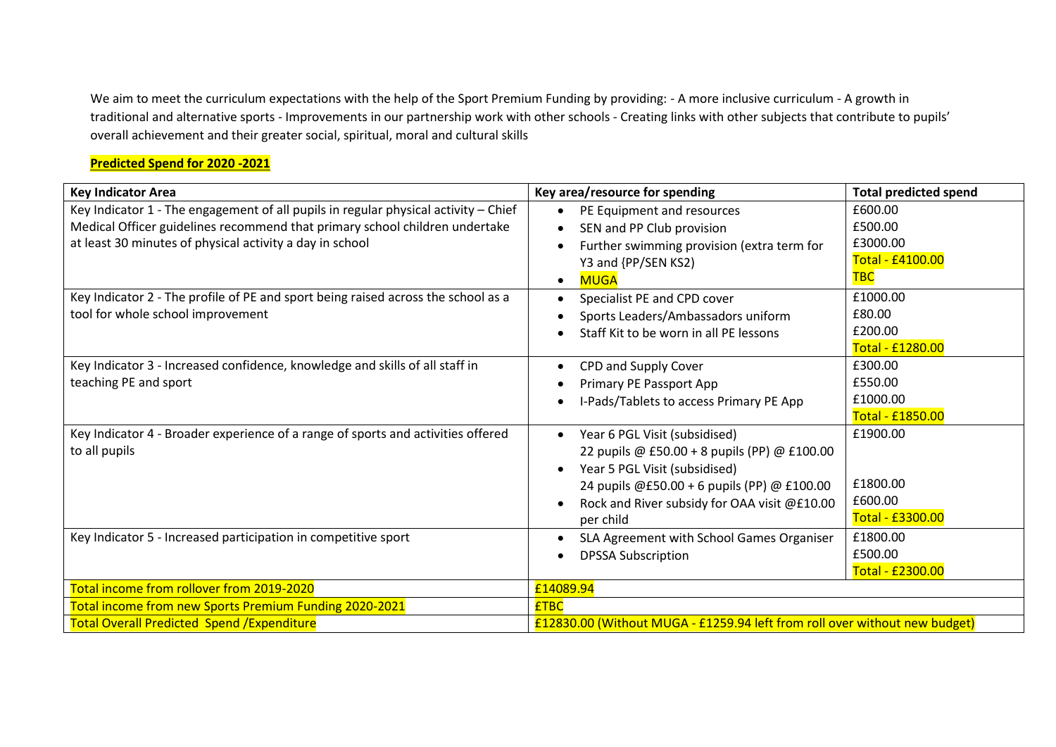We aim to meet the curriculum expectations with the help of the Sport Premium Funding by providing: - A more inclusive curriculum - A growth in traditional and alternative sports - Improvements in our partnership work with other schools - Creating links with other subjects that contribute to pupils' overall achievement and their greater social, spiritual, moral and cultural skills

**Predicted Spend for 2020 -2021**

| Key Indicator Area | Key area/resource for spending | Total predicted spend |
|---|---|---|
| Key Indicator 1 - The engagement of all pupils in regular physical activity – Chief Medical Officer guidelines recommend that primary school children undertake at least 30 minutes of physical activity a day in school | • PE Equipment and resources<br>• SEN and PP Club provision<br>• Further swimming provision (extra term for Y3 and {PP/SEN KS2)<br>• MUGA | £600.00<br>£500.00<br>£3000.00<br>Total - £4100.00<br>TBC |
| Key Indicator 2 - The profile of PE and sport being raised across the school as a tool for whole school improvement | • Specialist PE and CPD cover<br>• Sports Leaders/Ambassadors uniform<br>• Staff Kit to be worn in all PE lessons | £1000.00<br>£80.00<br>£200.00<br>Total - £1280.00 |
| Key Indicator 3 - Increased confidence, knowledge and skills of all staff in teaching PE and sport | • CPD and Supply Cover<br>• Primary PE Passport App<br>• I-Pads/Tablets to access Primary PE App | £300.00<br>£550.00<br>£1000.00<br>Total - £1850.00 |
| Key Indicator 4 - Broader experience of a range of sports and activities offered to all pupils | • Year 6 PGL Visit (subsidised) 22 pupils @ £50.00 + 8 pupils (PP) @ £100.00<br>• Year 5 PGL Visit (subsidised) 24 pupils @£50.00 + 6 pupils (PP) @ £100.00<br>• Rock and River subsidy for OAA visit @£10.00 per child | £1900.00<br>£1800.00<br>£600.00<br>Total - £3300.00 |
| Key Indicator 5 - Increased participation in competitive sport | • SLA Agreement with School Games Organiser<br>• DPSSA Subscription | £1800.00<br>£500.00<br>Total - £2300.00 |
| Total income from rollover from 2019-2020 | £14089.94 | |
| Total income from new Sports Premium Funding 2020-2021 | £TBC | |
| Total Overall Predicted Spend /Expenditure | £12830.00 (Without MUGA - £1259.94 left from roll over without new budget) | |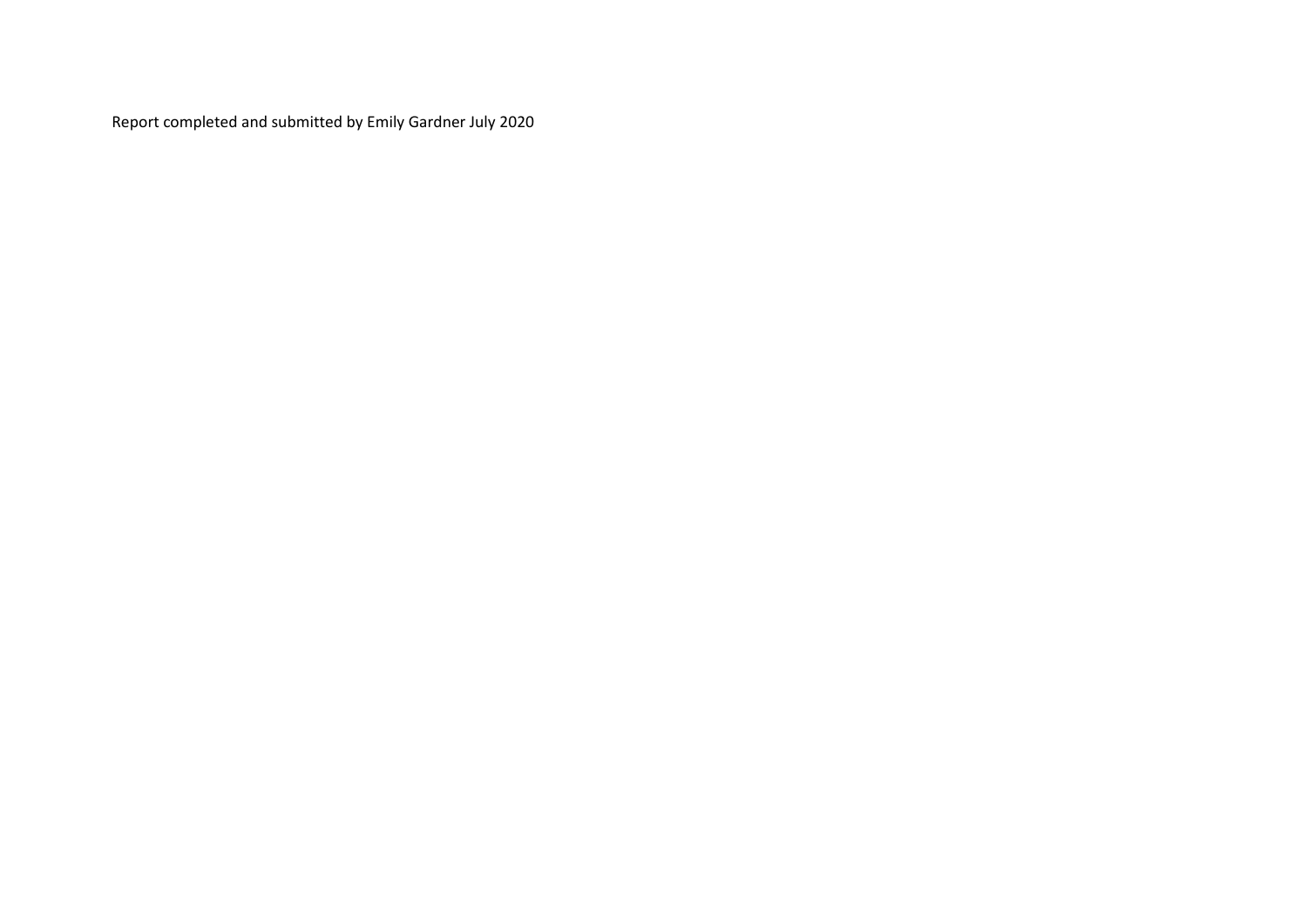Report completed and submitted by Emily Gardner July 2020